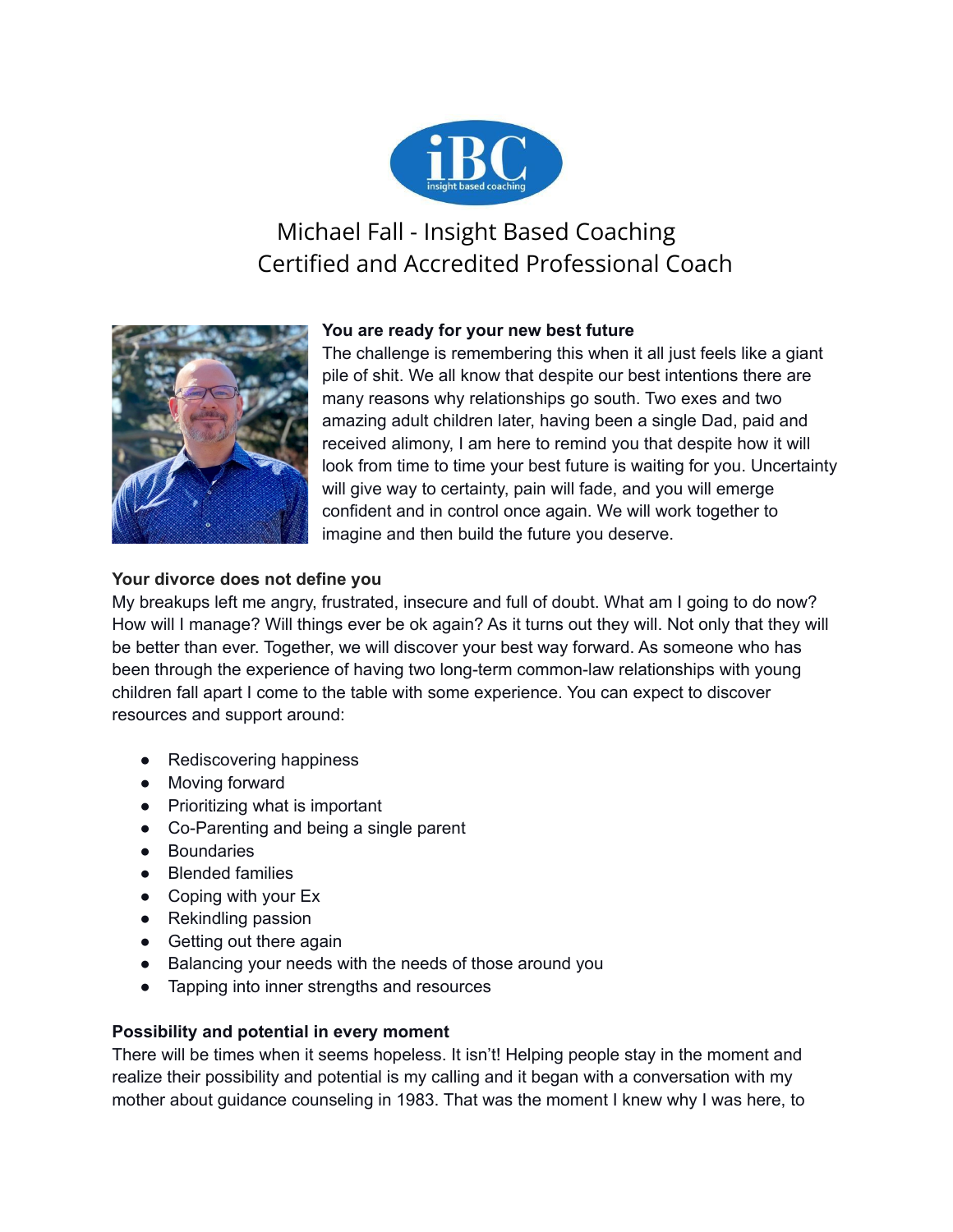# Michael Fall - Insight Based Coaching
## Certified and Accredited Professional Coach

**You are ready for your new best future**

The challenge is remembering this when it all just feels like a giant pile of shit. We all know that despite our best intentions there are many reasons why relationships go south. Two exes and two amazing adult children later, having been a single Dad, paid and received alimony, I am here to remind you that despite how it will look from time to time your best future is waiting for you. Uncertainty will give way to certainty, pain will fade, and you will emerge confident and in control once again. We will work together to imagine and then build the future you deserve.

**Your divorce does not define you**

My breakups left me angry, frustrated, insecure and full of doubt. What am I going to do now? How will I manage? Will things ever be ok again? As it turns out they will. Not only that they will be better than ever. Together, we will discover your best way forward. As someone who has been through the experience of having two long-term common-law relationships with young children fall apart I come to the table with some experience. You can expect to discover resources and support around:

- Rediscovering happiness
- Moving forward
- Prioritizing what is important
- Co-Parenting and being a single parent
- Boundaries
- Blended families
- Coping with your Ex
- Rekindling passion
- Getting out there again
- Balancing your needs with the needs of those around you
- Tapping into inner strengths and resources

**Possibility and potential in every moment**

There will be times when it seems hopeless. It isn't! Helping people stay in the moment and realize their possibility and potential is my calling and it began with a conversation with my mother about guidance counseling in 1983. That was the moment I knew why I was here, to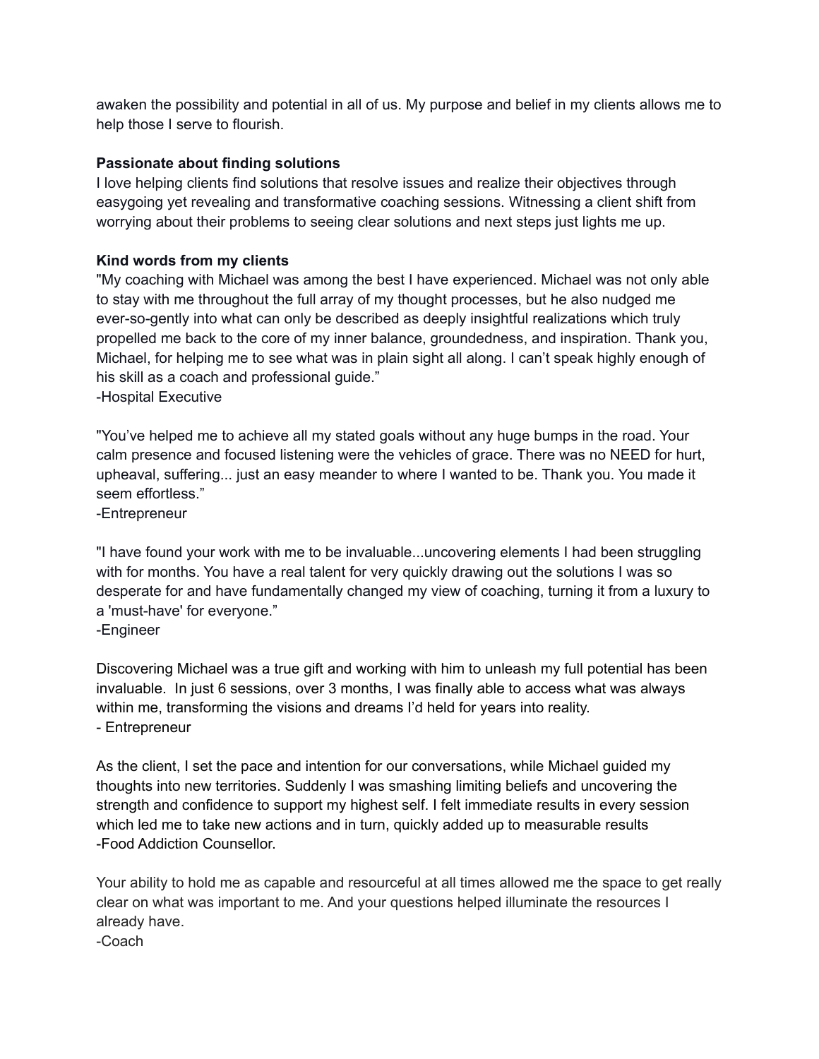awaken the possibility and potential in all of us. My purpose and belief in my clients allows me to help those I serve to flourish.

**Passionate about finding solutions**

I love helping clients find solutions that resolve issues and realize their objectives through easygoing yet revealing and transformative coaching sessions. Witnessing a client shift from worrying about their problems to seeing clear solutions and next steps just lights me up.

**Kind words from my clients**

"My coaching with Michael was among the best I have experienced. Michael was not only able to stay with me throughout the full array of my thought processes, but he also nudged me ever-so-gently into what can only be described as deeply insightful realizations which truly propelled me back to the core of my inner balance, groundedness, and inspiration. Thank you, Michael, for helping me to see what was in plain sight all along. I can't speak highly enough of his skill as a coach and professional guide."

-Hospital Executive

"You've helped me to achieve all my stated goals without any huge bumps in the road. Your calm presence and focused listening were the vehicles of grace. There was no NEED for hurt, upheaval, suffering... just an easy meander to where I wanted to be. Thank you. You made it seem effortless."

-Entrepreneur

"I have found your work with me to be invaluable...uncovering elements I had been struggling with for months. You have a real talent for very quickly drawing out the solutions I was so desperate for and have fundamentally changed my view of coaching, turning it from a luxury to a 'must-have' for everyone."

-Engineer

Discovering Michael was a true gift and working with him to unleash my full potential has been invaluable. In just 6 sessions, over 3 months, I was finally able to access what was always within me, transforming the visions and dreams I'd held for years into reality.

- Entrepreneur

As the client, I set the pace and intention for our conversations, while Michael guided my thoughts into new territories. Suddenly I was smashing limiting beliefs and uncovering the strength and confidence to support my highest self. I felt immediate results in every session which led me to take new actions and in turn, quickly added up to measurable results

-Food Addiction Counsellor.

Your ability to hold me as capable and resourceful at all times allowed me the space to get really clear on what was important to me. And your questions helped illuminate the resources I already have.

-Coach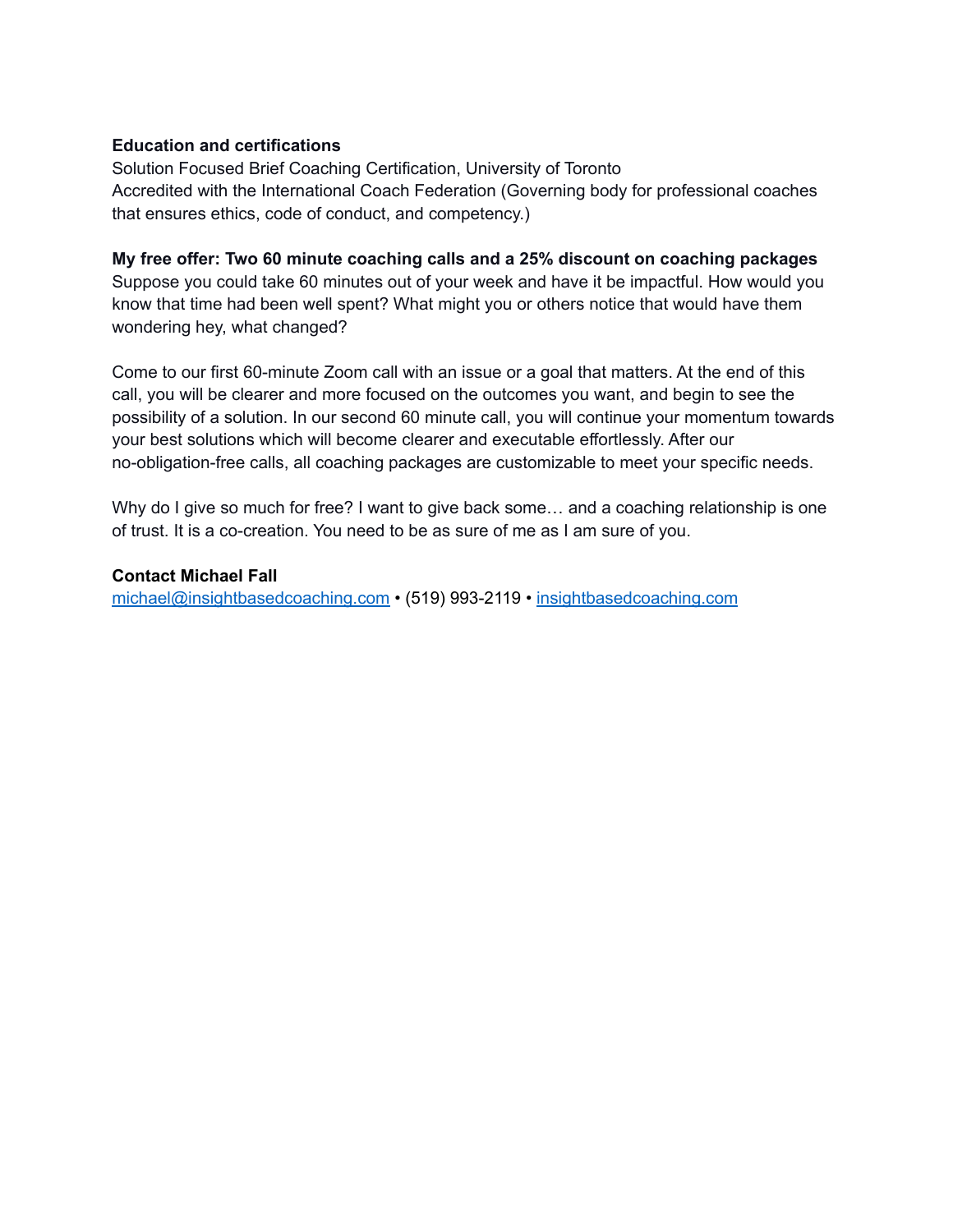**Education and certifications**
Solution Focused Brief Coaching Certification, University of Toronto
Accredited with the International Coach Federation (Governing body for professional coaches that ensures ethics, code of conduct, and competency.)

**My free offer: Two 60 minute coaching calls and a 25% discount on coaching packages**
Suppose you could take 60 minutes out of your week and have it be impactful. How would you know that time had been well spent? What might you or others notice that would have them wondering hey, what changed?

Come to our first 60-minute Zoom call with an issue or a goal that matters. At the end of this call, you will be clearer and more focused on the outcomes you want, and begin to see the possibility of a solution. In our second 60 minute call, you will continue your momentum towards your best solutions which will become clearer and executable effortlessly. After our no-obligation-free calls, all coaching packages are customizable to meet your specific needs.

Why do I give so much for free? I want to give back some… and a coaching relationship is one of trust. It is a co-creation. You need to be as sure of me as I am sure of you.

**Contact Michael Fall**
[michael@insightbasedcoaching.com](mailto:michael@insightbasedcoaching.com) • (519) 993-2119 • [insightbasedcoaching.com](http://insightbasedcoaching.com)